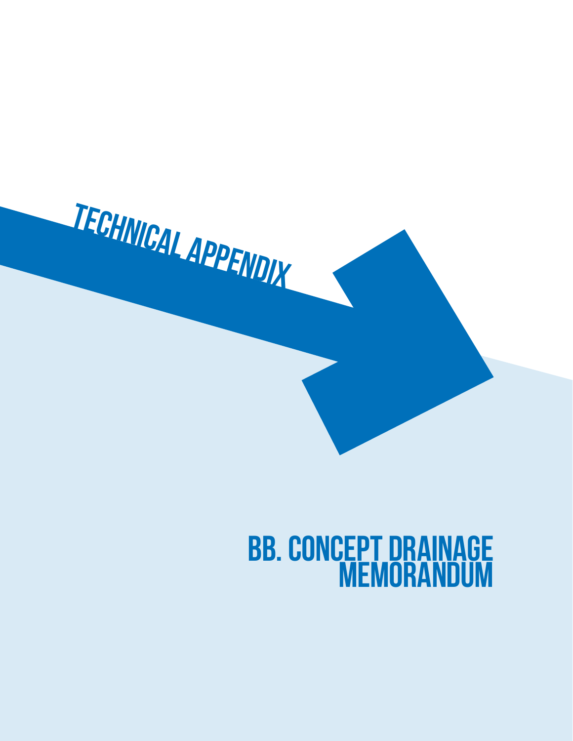# TECHNICAL APPENDIX

# BB. CONCEPT DRAINAGE MEMORANDUM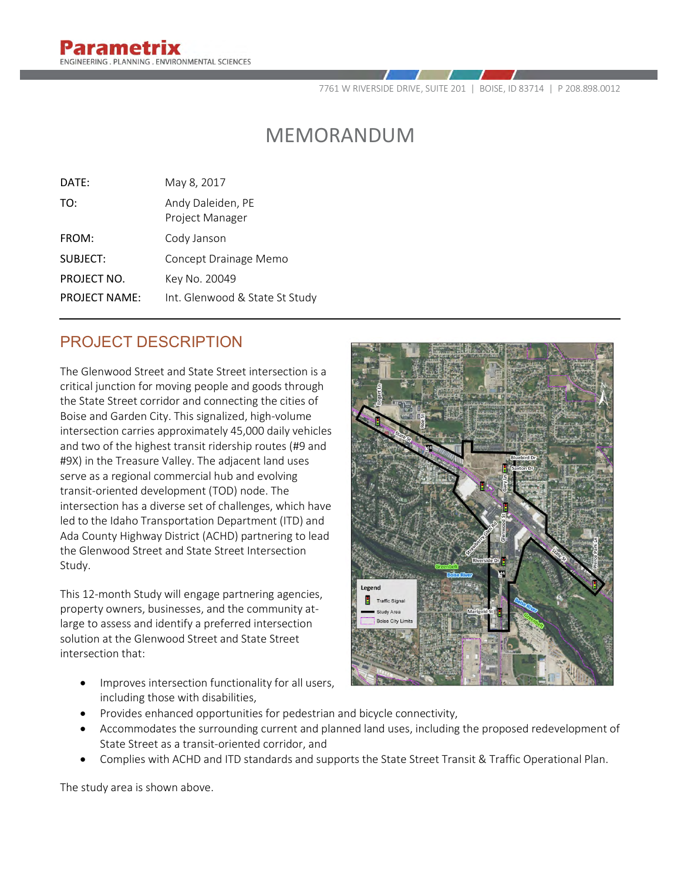**Parametrix**
ENGINEERING . PLANNING . ENVIRONMENTAL SCIENCES

7761 W RIVERSIDE DRIVE, SUITE 201 | BOISE, ID 83714 | P 208.898.0012

# MEMORANDUM

| | |
|---|---|
| DATE: | May 8, 2017 |
| TO: | Andy Daleiden, PE<br>Project Manager |
| FROM: | Cody Janson |
| SUBJECT: | Concept Drainage Memo |
| PROJECT NO. | Key No. 20049 |
| PROJECT NAME: | Int. Glenwood & State St Study |

## PROJECT DESCRIPTION

The Glenwood Street and State Street intersection is a critical junction for moving people and goods through the State Street corridor and connecting the cities of Boise and Garden City. This signalized, high-volume intersection carries approximately 45,000 daily vehicles and two of the highest transit ridership routes (#9 and #9X) in the Treasure Valley. The adjacent land uses serve as a regional commercial hub and evolving transit-oriented development (TOD) node. The intersection has a diverse set of challenges, which have led to the Idaho Transportation Department (ITD) and Ada County Highway District (ACHD) partnering to lead the Glenwood Street and State Street Intersection Study.

This 12-month Study will engage partnering agencies, property owners, businesses, and the community at-large to assess and identify a preferred intersection solution at the Glenwood Street and State Street intersection that:

- Improves intersection functionality for all users, including those with disabilities,
- Provides enhanced opportunities for pedestrian and bicycle connectivity,
- Accommodates the surrounding current and planned land uses, including the proposed redevelopment of State Street as a transit-oriented corridor, and
- Complies with ACHD and ITD standards and supports the State Street Transit & Traffic Operational Plan.

The study area is shown above.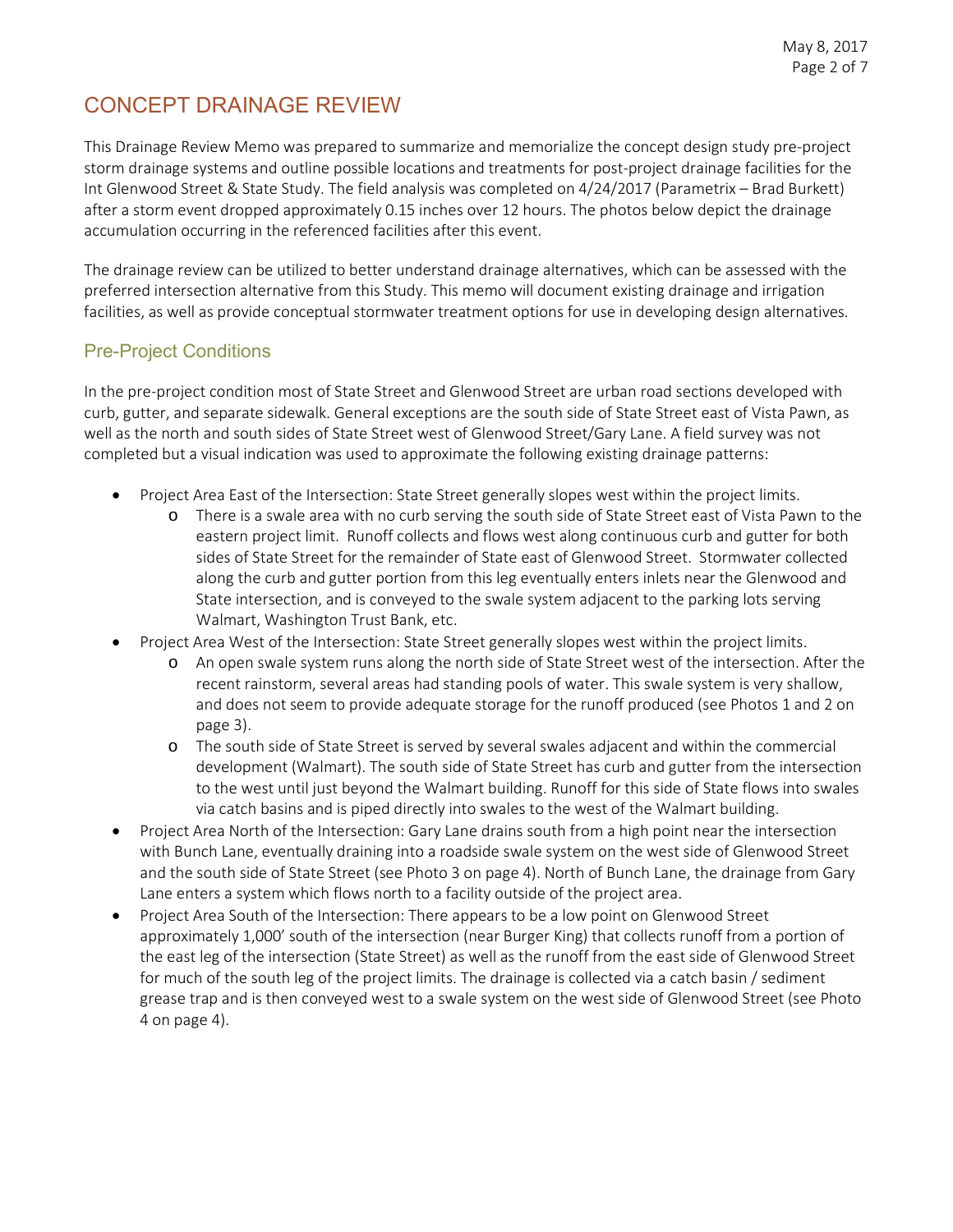# CONCEPT DRAINAGE REVIEW

This Drainage Review Memo was prepared to summarize and memorialize the concept design study pre-project storm drainage systems and outline possible locations and treatments for post-project drainage facilities for the Int Glenwood Street & State Study. The field analysis was completed on 4/24/2017 (Parametrix – Brad Burkett) after a storm event dropped approximately 0.15 inches over 12 hours. The photos below depict the drainage accumulation occurring in the referenced facilities after this event.

The drainage review can be utilized to better understand drainage alternatives, which can be assessed with the preferred intersection alternative from this Study. This memo will document existing drainage and irrigation facilities, as well as provide conceptual stormwater treatment options for use in developing design alternatives.

## Pre-Project Conditions

In the pre-project condition most of State Street and Glenwood Street are urban road sections developed with curb, gutter, and separate sidewalk. General exceptions are the south side of State Street east of Vista Pawn, as well as the north and south sides of State Street west of Glenwood Street/Gary Lane. A field survey was not completed but a visual indication was used to approximate the following existing drainage patterns:

- Project Area East of the Intersection: State Street generally slopes west within the project limits.
  - There is a swale area with no curb serving the south side of State Street east of Vista Pawn to the eastern project limit. Runoff collects and flows west along continuous curb and gutter for both sides of State Street for the remainder of State east of Glenwood Street. Stormwater collected along the curb and gutter portion from this leg eventually enters inlets near the Glenwood and State intersection, and is conveyed to the swale system adjacent to the parking lots serving Walmart, Washington Trust Bank, etc.
- Project Area West of the Intersection: State Street generally slopes west within the project limits.
  - An open swale system runs along the north side of State Street west of the intersection. After the recent rainstorm, several areas had standing pools of water. This swale system is very shallow, and does not seem to provide adequate storage for the runoff produced (see Photos 1 and 2 on page 3).
  - The south side of State Street is served by several swales adjacent and within the commercial development (Walmart). The south side of State Street has curb and gutter from the intersection to the west until just beyond the Walmart building. Runoff for this side of State flows into swales via catch basins and is piped directly into swales to the west of the Walmart building.
- Project Area North of the Intersection: Gary Lane drains south from a high point near the intersection with Bunch Lane, eventually draining into a roadside swale system on the west side of Glenwood Street and the south side of State Street (see Photo 3 on page 4). North of Bunch Lane, the drainage from Gary Lane enters a system which flows north to a facility outside of the project area.
- Project Area South of the Intersection: There appears to be a low point on Glenwood Street approximately 1,000' south of the intersection (near Burger King) that collects runoff from a portion of the east leg of the intersection (State Street) as well as the runoff from the east side of Glenwood Street for much of the south leg of the project limits. The drainage is collected via a catch basin / sediment grease trap and is then conveyed west to a swale system on the west side of Glenwood Street (see Photo 4 on page 4).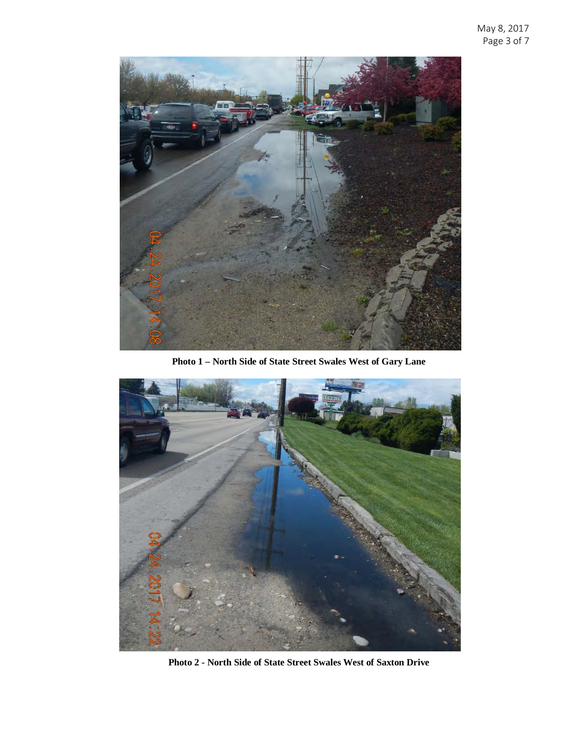**Photo 1 – North Side of State Street Swales West of Gary Lane**

**Photo 2 - North Side of State Street Swales West of Saxton Drive**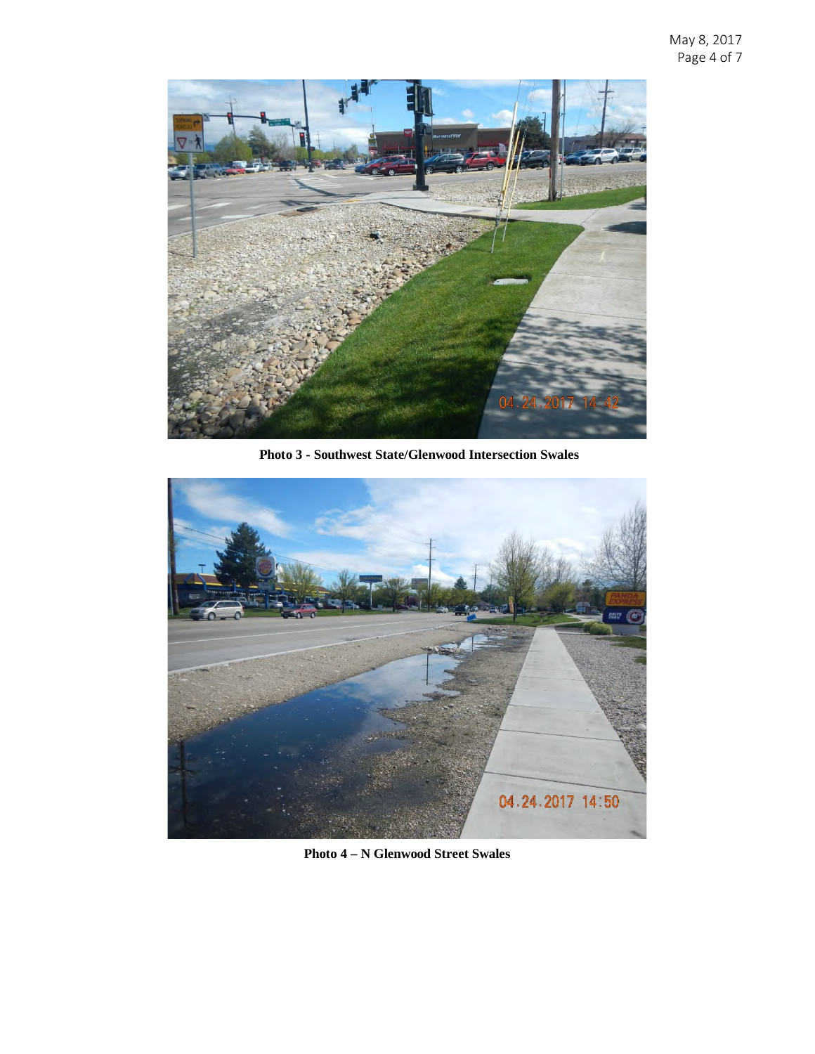**Photo 3 - Southwest State/Glenwood Intersection Swales**

**Photo 4 – N Glenwood Street Swales**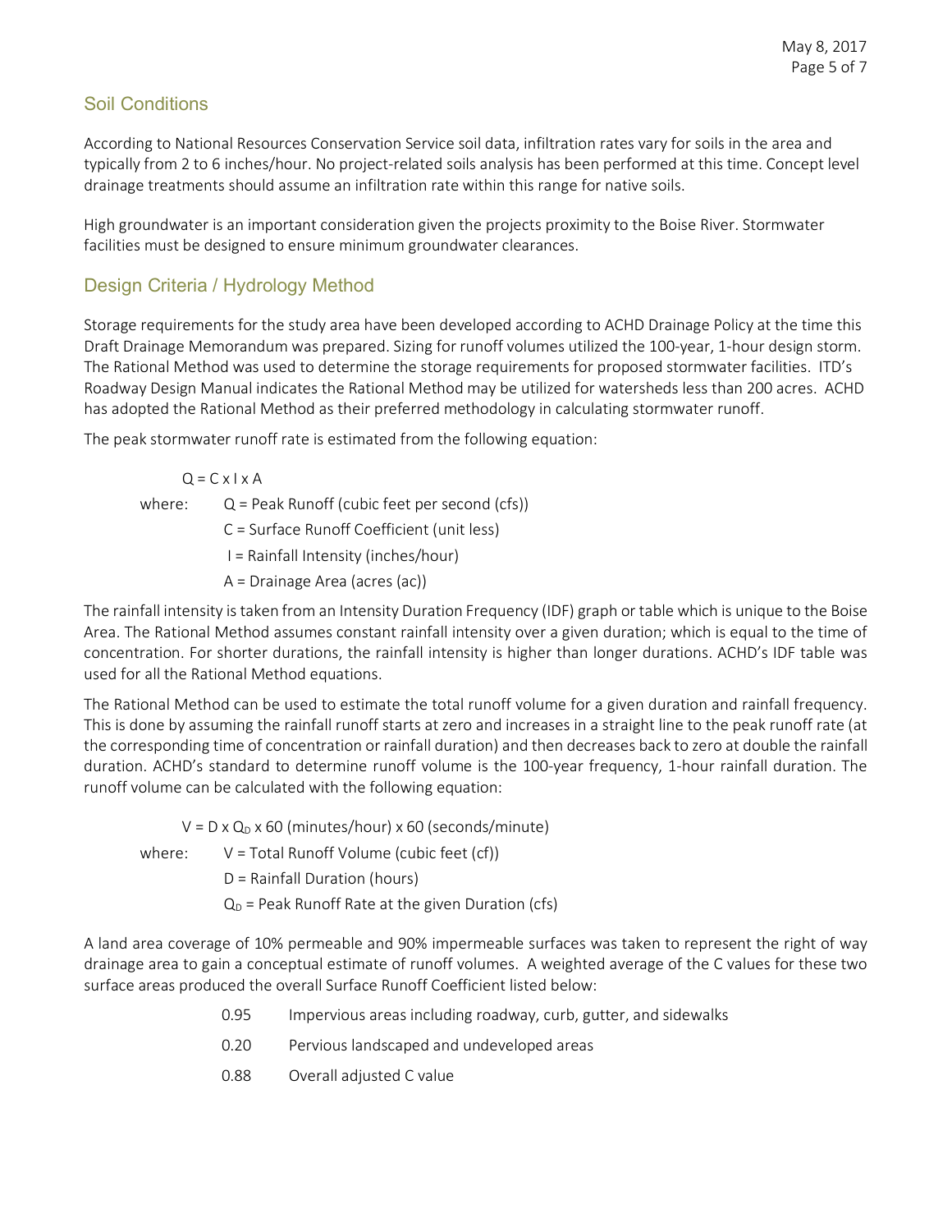## Soil Conditions

According to National Resources Conservation Service soil data, infiltration rates vary for soils in the area and typically from 2 to 6 inches/hour. No project-related soils analysis has been performed at this time. Concept level drainage treatments should assume an infiltration rate within this range for native soils.

High groundwater is an important consideration given the projects proximity to the Boise River. Stormwater facilities must be designed to ensure minimum groundwater clearances.

## Design Criteria / Hydrology Method

Storage requirements for the study area have been developed according to ACHD Drainage Policy at the time this Draft Drainage Memorandum was prepared. Sizing for runoff volumes utilized the 100-year, 1-hour design storm. The Rational Method was used to determine the storage requirements for proposed stormwater facilities. ITD's Roadway Design Manual indicates the Rational Method may be utilized for watersheds less than 200 acres. ACHD has adopted the Rational Method as their preferred methodology in calculating stormwater runoff.

The peak stormwater runoff rate is estimated from the following equation:

$$Q = C \times I \times A$$

where:
- $Q$ = Peak Runoff (cubic feet per second (cfs))
- $C$ = Surface Runoff Coefficient (unit less)
- $I$ = Rainfall Intensity (inches/hour)
- $A$ = Drainage Area (acres (ac))

The rainfall intensity is taken from an Intensity Duration Frequency (IDF) graph or table which is unique to the Boise Area. The Rational Method assumes constant rainfall intensity over a given duration; which is equal to the time of concentration. For shorter durations, the rainfall intensity is higher than longer durations. ACHD's IDF table was used for all the Rational Method equations.

The Rational Method can be used to estimate the total runoff volume for a given duration and rainfall frequency. This is done by assuming the rainfall runoff starts at zero and increases in a straight line to the peak runoff rate (at the corresponding time of concentration or rainfall duration) and then decreases back to zero at double the rainfall duration. ACHD's standard to determine runoff volume is the 100-year frequency, 1-hour rainfall duration. The runoff volume can be calculated with the following equation:

$$V = D \times Q_D \times 60 \text{ (minutes/hour)} \times 60 \text{ (seconds/minute)}$$

where:
- $V$ = Total Runoff Volume (cubic feet (cf))
- $D$ = Rainfall Duration (hours)
- $Q_D$ = Peak Runoff Rate at the given Duration (cfs)

A land area coverage of 10% permeable and 90% impermeable surfaces was taken to represent the right of way drainage area to gain a conceptual estimate of runoff volumes. A weighted average of the C values for these two surface areas produced the overall Surface Runoff Coefficient listed below:

| | |
|---|---|
| 0.95 | Impervious areas including roadway, curb, gutter, and sidewalks |
| 0.20 | Pervious landscaped and undeveloped areas |
| 0.88 | Overall adjusted C value |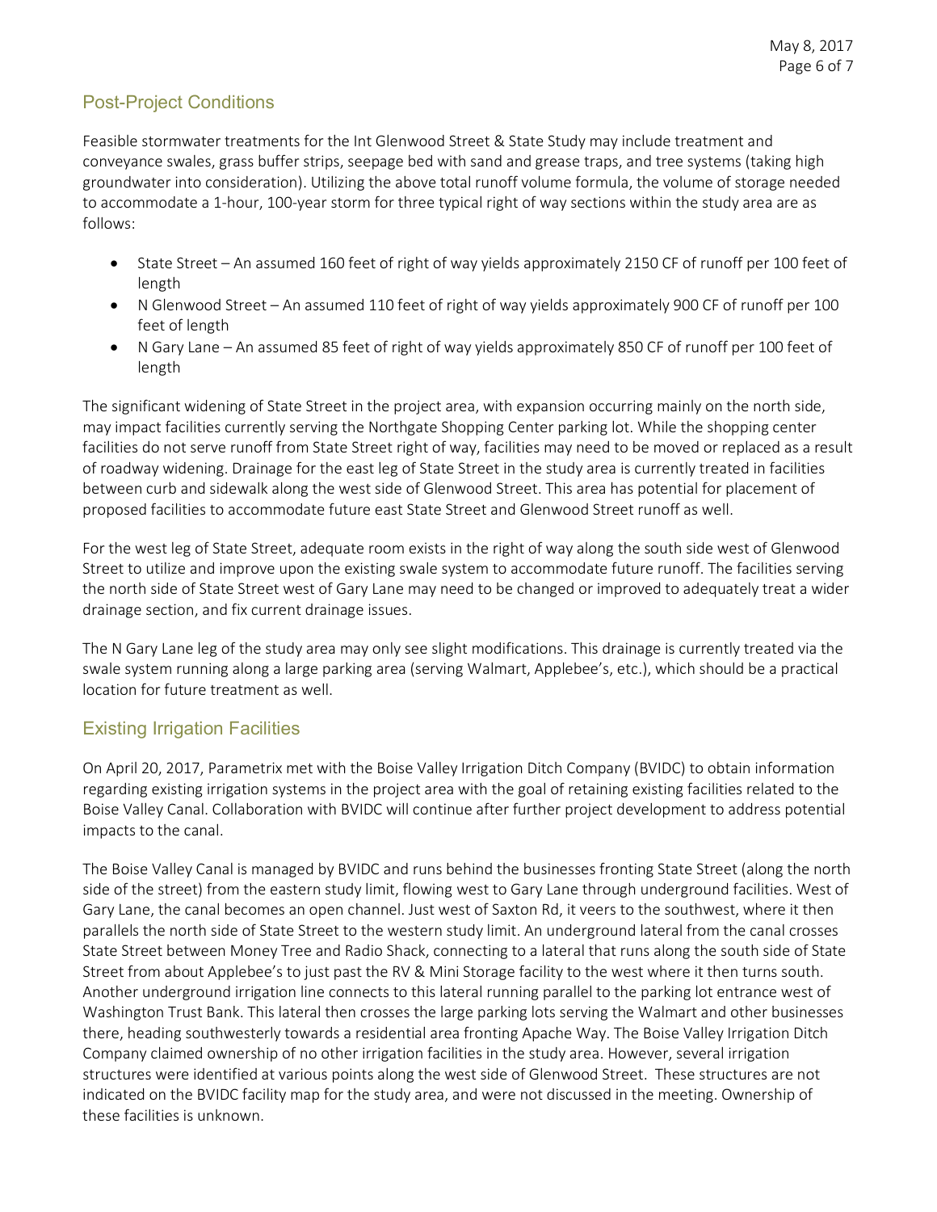## Post-Project Conditions

Feasible stormwater treatments for the Int Glenwood Street & State Study may include treatment and conveyance swales, grass buffer strips, seepage bed with sand and grease traps, and tree systems (taking high groundwater into consideration). Utilizing the above total runoff volume formula, the volume of storage needed to accommodate a 1-hour, 100-year storm for three typical right of way sections within the study area are as follows:

- State Street – An assumed 160 feet of right of way yields approximately 2150 CF of runoff per 100 feet of length
- N Glenwood Street – An assumed 110 feet of right of way yields approximately 900 CF of runoff per 100 feet of length
- N Gary Lane – An assumed 85 feet of right of way yields approximately 850 CF of runoff per 100 feet of length

The significant widening of State Street in the project area, with expansion occurring mainly on the north side, may impact facilities currently serving the Northgate Shopping Center parking lot. While the shopping center facilities do not serve runoff from State Street right of way, facilities may need to be moved or replaced as a result of roadway widening. Drainage for the east leg of State Street in the study area is currently treated in facilities between curb and sidewalk along the west side of Glenwood Street. This area has potential for placement of proposed facilities to accommodate future east State Street and Glenwood Street runoff as well.

For the west leg of State Street, adequate room exists in the right of way along the south side west of Glenwood Street to utilize and improve upon the existing swale system to accommodate future runoff. The facilities serving the north side of State Street west of Gary Lane may need to be changed or improved to adequately treat a wider drainage section, and fix current drainage issues.

The N Gary Lane leg of the study area may only see slight modifications. This drainage is currently treated via the swale system running along a large parking area (serving Walmart, Applebee's, etc.), which should be a practical location for future treatment as well.

## Existing Irrigation Facilities

On April 20, 2017, Parametrix met with the Boise Valley Irrigation Ditch Company (BVIDC) to obtain information regarding existing irrigation systems in the project area with the goal of retaining existing facilities related to the Boise Valley Canal. Collaboration with BVIDC will continue after further project development to address potential impacts to the canal.

The Boise Valley Canal is managed by BVIDC and runs behind the businesses fronting State Street (along the north side of the street) from the eastern study limit, flowing west to Gary Lane through underground facilities. West of Gary Lane, the canal becomes an open channel. Just west of Saxton Rd, it veers to the southwest, where it then parallels the north side of State Street to the western study limit. An underground lateral from the canal crosses State Street between Money Tree and Radio Shack, connecting to a lateral that runs along the south side of State Street from about Applebee's to just past the RV & Mini Storage facility to the west where it then turns south. Another underground irrigation line connects to this lateral running parallel to the parking lot entrance west of Washington Trust Bank. This lateral then crosses the large parking lots serving the Walmart and other businesses there, heading southwesterly towards a residential area fronting Apache Way. The Boise Valley Irrigation Ditch Company claimed ownership of no other irrigation facilities in the study area. However, several irrigation structures were identified at various points along the west side of Glenwood Street. These structures are not indicated on the BVIDC facility map for the study area, and were not discussed in the meeting. Ownership of these facilities is unknown.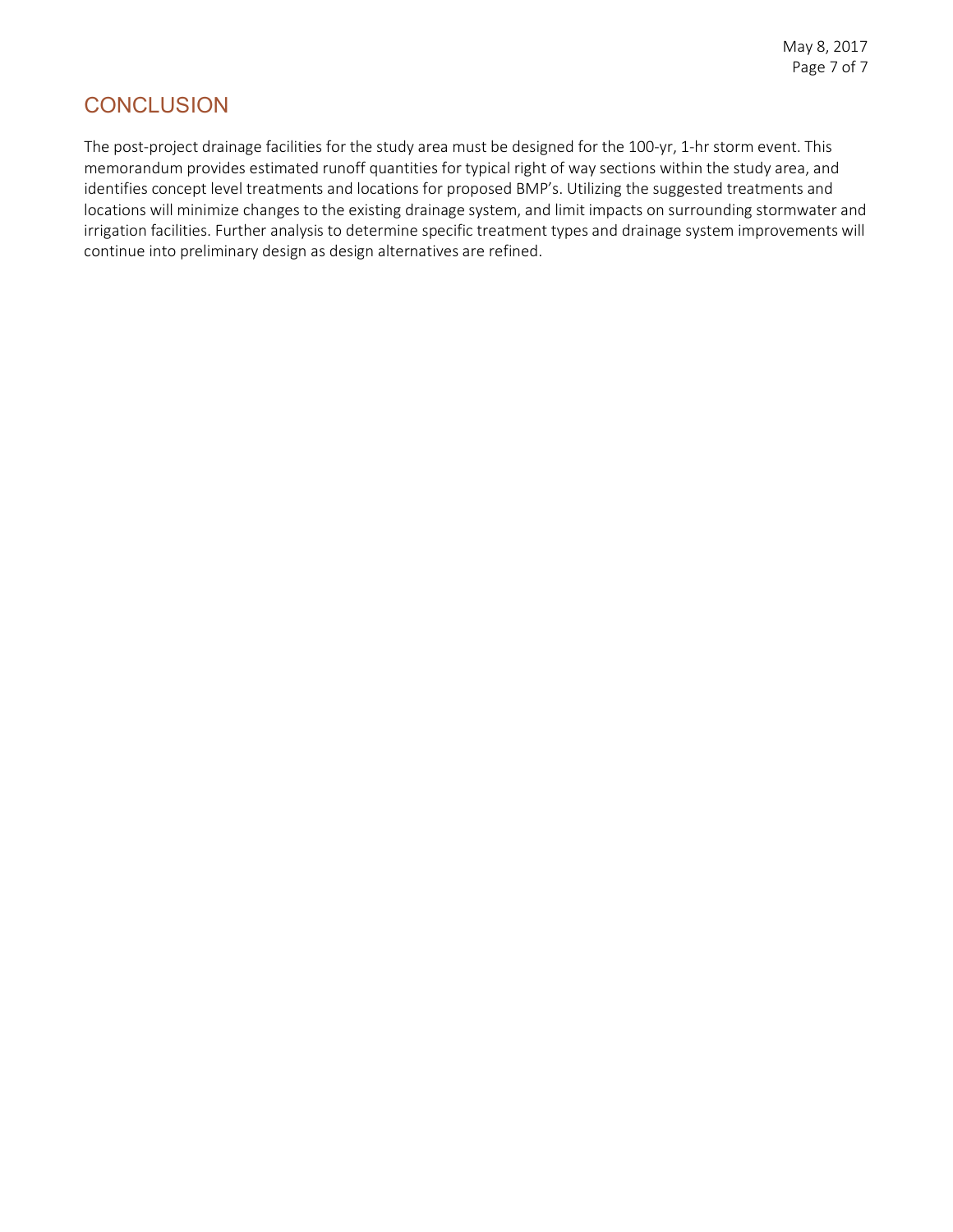## CONCLUSION

The post-project drainage facilities for the study area must be designed for the 100-yr, 1-hr storm event. This memorandum provides estimated runoff quantities for typical right of way sections within the study area, and identifies concept level treatments and locations for proposed BMP's. Utilizing the suggested treatments and locations will minimize changes to the existing drainage system, and limit impacts on surrounding stormwater and irrigation facilities. Further analysis to determine specific treatment types and drainage system improvements will continue into preliminary design as design alternatives are refined.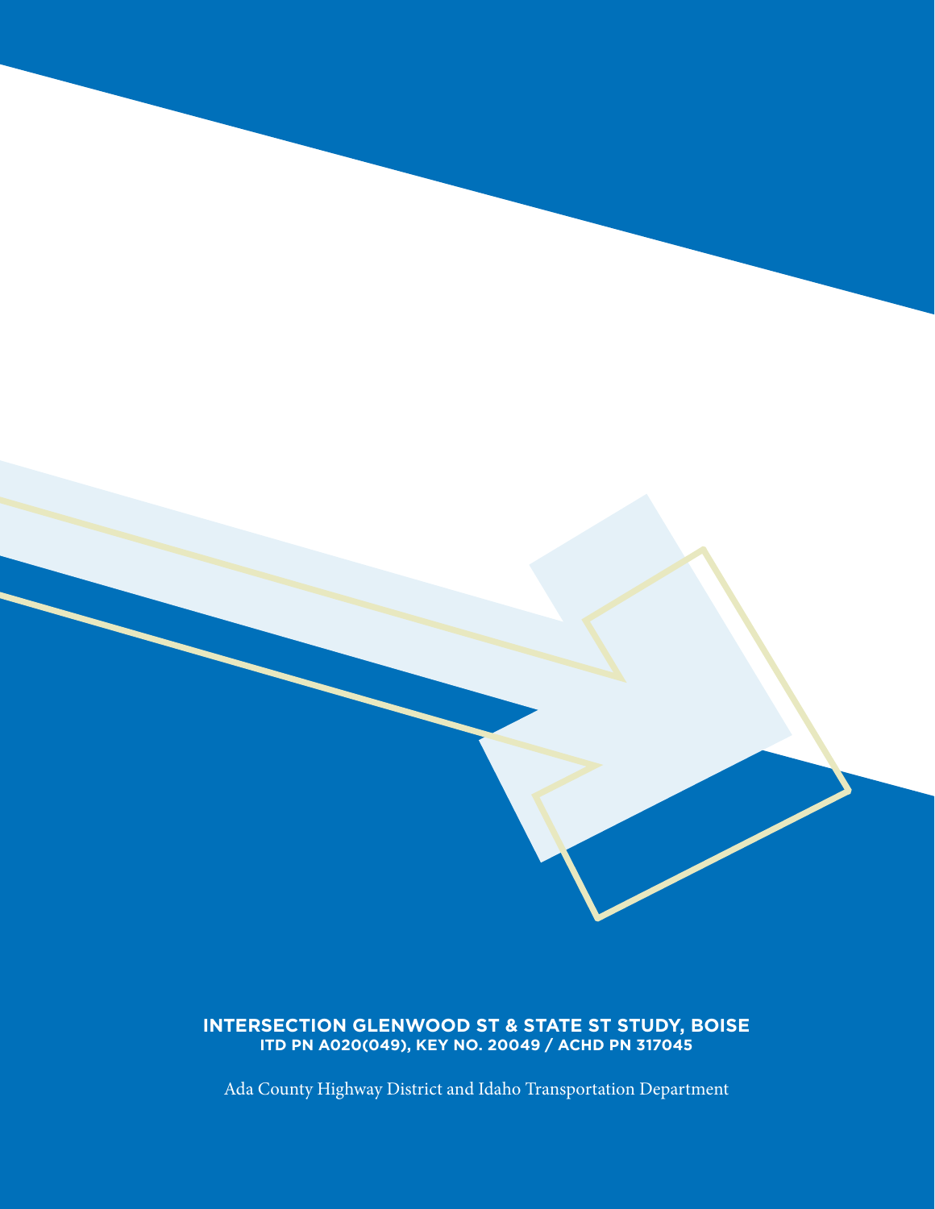**INTERSECTION GLENWOOD ST & STATE ST STUDY, BOISE**
**ITD PN A020(049), KEY NO. 20049 / ACHD PN 317045**

Ada County Highway District and Idaho Transportation Department